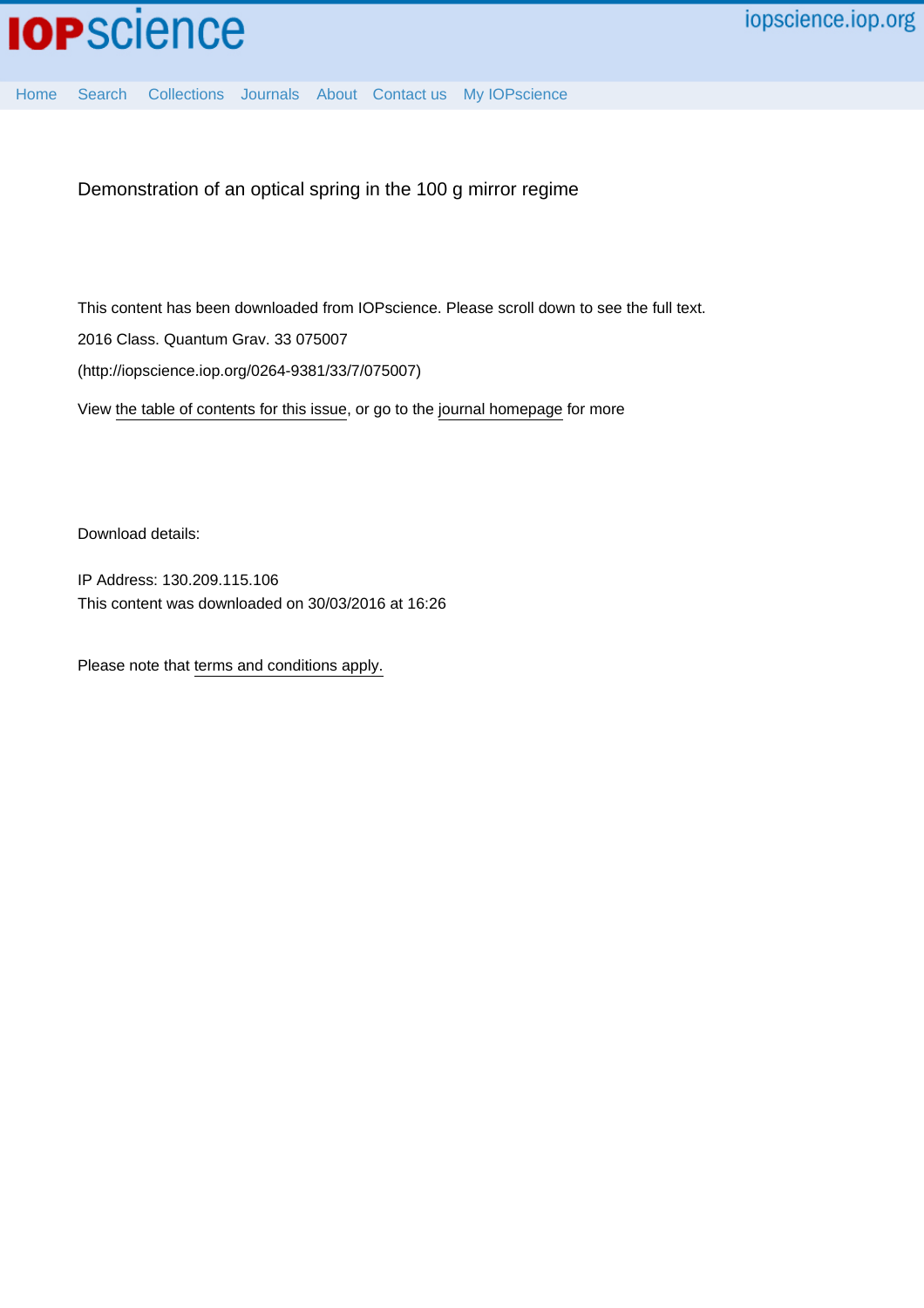Demonstration of an optical spring in the 100 g mirror regime

This content has been downloaded from IOPscience. Please scroll down to see the full text.

2016 Class. Quantum Grav. 33 075007

(http://iopscience.iop.org/0264-9381/33/7/075007)

View the table of contents for this issue, or go to the journal homepage for more

Download details:

IP Address: 130.209.115.106

This content was downloaded on 30/03/2016 at 16:26

Please note that terms and conditions apply.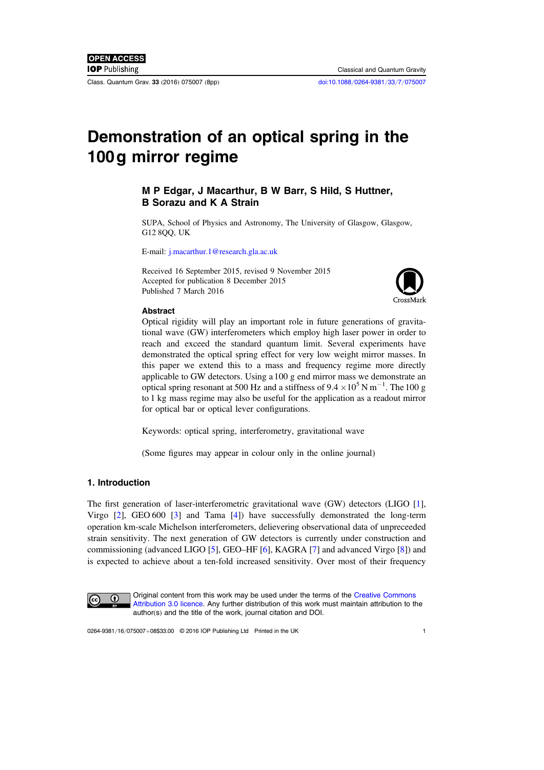# Demonstration of an optical spring in the 100 g mirror regime

**M P Edgar, J Macarthur, B W Barr, S Hild, S Huttner, B Sorazu and K A Strain**

SUPA, School of Physics and Astronomy, The University of Glasgow, Glasgow, G12 8QQ, UK

E-mail: j.macarthur.1@research.gla.ac.uk

Received 16 September 2015, revised 9 November 2015
Accepted for publication 8 December 2015
Published 7 March 2016

## Abstract

Optical rigidity will play an important role in future generations of gravitational wave (GW) interferometers which employ high laser power in order to reach and exceed the standard quantum limit. Several experiments have demonstrated the optical spring effect for very low weight mirror masses. In this paper we extend this to a mass and frequency regime more directly applicable to GW detectors. Using a 100 g end mirror mass we demonstrate an optical spring resonant at 500 Hz and a stiffness of $9.4 \times 10^5$ N m$^{-1}$. The 100 g to 1 kg mass regime may also be useful for the application as a readout mirror for optical bar or optical lever configurations.

Keywords: optical spring, interferometry, gravitational wave

(Some figures may appear in colour only in the online journal)

## 1. Introduction

The first generation of laser-interferometric gravitational wave (GW) detectors (LIGO [1], Virgo [2], GEO 600 [3] and Tama [4]) have successfully demonstrated the long-term operation km-scale Michelson interferometers, delievering observational data of unpreceeded strain sensitivity. The next generation of GW detectors is currently under construction and commissioning (advanced LIGO [5], GEO–HF [6], KAGRA [7] and advanced Virgo [8]) and is expected to achieve about a ten-fold increased sensitivity. Over most of their frequency

Original content from this work may be used under the terms of the Creative Commons Attribution 3.0 licence. Any further distribution of this work must maintain attribution to the author(s) and the title of the work, journal citation and DOI.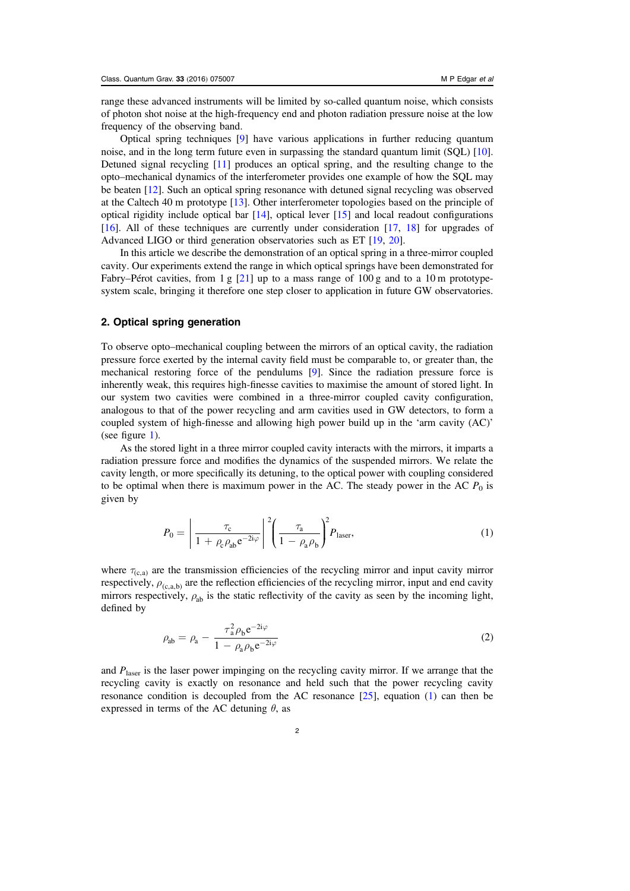range these advanced instruments will be limited by so-called quantum noise, which consists of photon shot noise at the high-frequency end and photon radiation pressure noise at the low frequency of the observing band.

Optical spring techniques [9] have various applications in further reducing quantum noise, and in the long term future even in surpassing the standard quantum limit (SQL) [10]. Detuned signal recycling [11] produces an optical spring, and the resulting change to the opto–mechanical dynamics of the interferometer provides one example of how the SQL may be beaten [12]. Such an optical spring resonance with detuned signal recycling was observed at the Caltech 40 m prototype [13]. Other interferometer topologies based on the principle of optical rigidity include optical bar [14], optical lever [15] and local readout configurations [16]. All of these techniques are currently under consideration [17, 18] for upgrades of Advanced LIGO or third generation observatories such as ET [19, 20].

In this article we describe the demonstration of an optical spring in a three-mirror coupled cavity. Our experiments extend the range in which optical springs have been demonstrated for Fabry–Pérot cavities, from 1 g [21] up to a mass range of 100 g and to a 10 m prototype-system scale, bringing it therefore one step closer to application in future GW observatories.

## 2. Optical spring generation

To observe opto–mechanical coupling between the mirrors of an optical cavity, the radiation pressure force exerted by the internal cavity field must be comparable to, or greater than, the mechanical restoring force of the pendulums [9]. Since the radiation pressure force is inherently weak, this requires high-finesse cavities to maximise the amount of stored light. In our system two cavities were combined in a three-mirror coupled cavity configuration, analogous to that of the power recycling and arm cavities used in GW detectors, to form a coupled system of high-finesse and allowing high power build up in the 'arm cavity (AC)' (see figure 1).

As the stored light in a three mirror coupled cavity interacts with the mirrors, it imparts a radiation pressure force and modifies the dynamics of the suspended mirrors. We relate the cavity length, or more specifically its detuning, to the optical power with coupling considered to be optimal when there is maximum power in the AC. The steady power in the AC $P_0$ is given by

$$P_0 = \left| \frac{\tau_c}{1 + \rho_c \rho_{ab} e^{-2i\varphi}} \right|^2 \left( \frac{\tau_a}{1 - \rho_a \rho_b} \right)^2 P_{\text{laser}}, \tag{1}$$

where $\tau_{(c,a)}$ are the transmission efficiencies of the recycling mirror and input cavity mirror respectively, $\rho_{(c,a,b)}$ are the reflection efficiencies of the recycling mirror, input and end cavity mirrors respectively, $\rho_{ab}$ is the static reflectivity of the cavity as seen by the incoming light, defined by

$$\rho_{ab} = \rho_a - \frac{\tau_a^2 \rho_b e^{-2i\varphi}}{1 - \rho_a \rho_b e^{-2i\varphi}} \tag{2}$$

and $P_{\text{laser}}$ is the laser power impinging on the recycling cavity mirror. If we arrange that the recycling cavity is exactly on resonance and held such that the power recycling cavity resonance condition is decoupled from the AC resonance [25], equation (1) can then be expressed in terms of the AC detuning $\theta$, as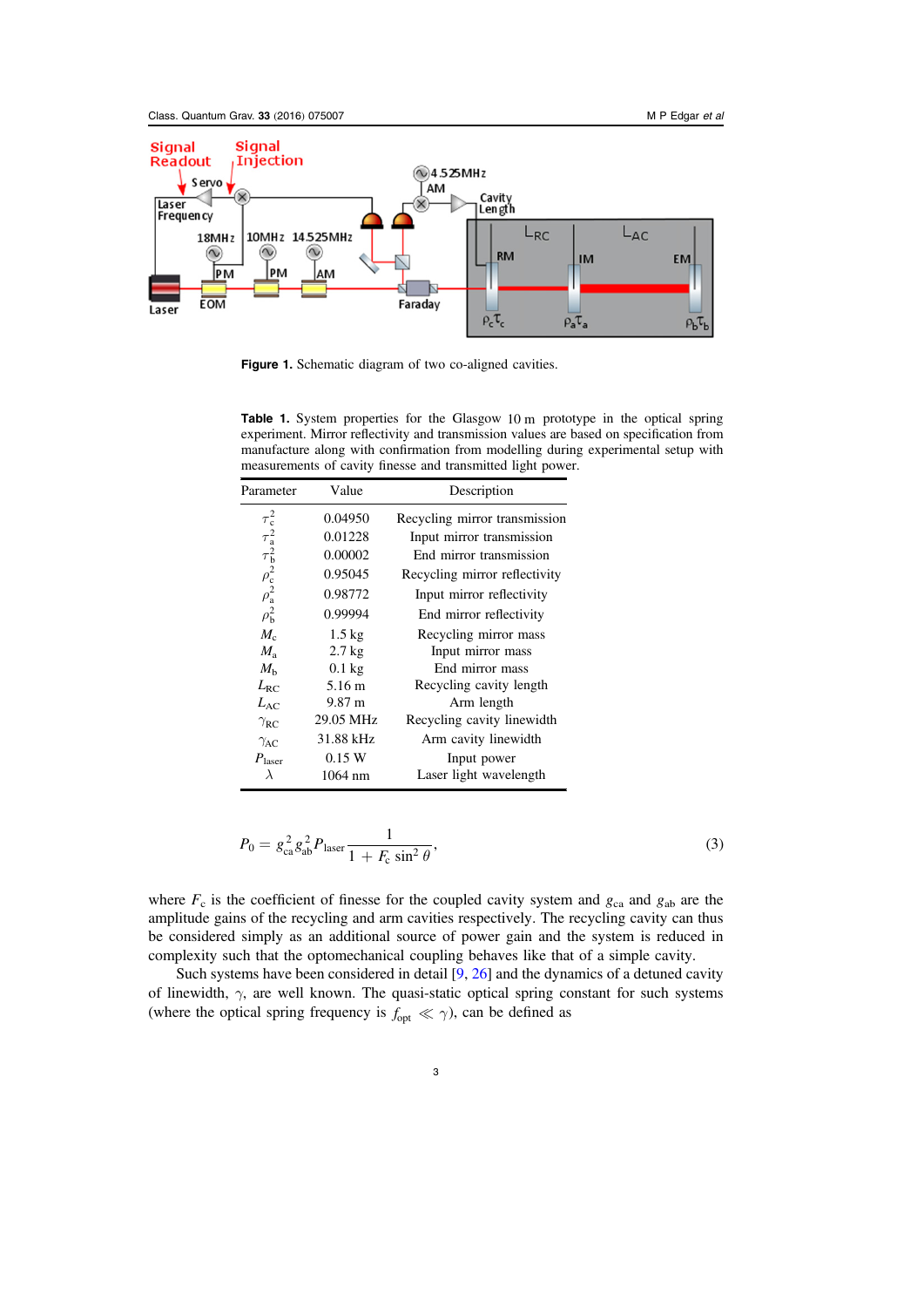**Figure 1.** Schematic diagram of two co-aligned cavities.

**Table 1.** System properties for the Glasgow 10 m prototype in the optical spring experiment. Mirror reflectivity and transmission values are based on specification from manufacture along with confirmation from modelling during experimental setup with measurements of cavity finesse and transmitted light power.

| Parameter | Value | Description |
|---|---|---|
| $\tau_c^2$ | 0.04950 | Recycling mirror transmission |
| $\tau_a^2$ | 0.01228 | Input mirror transmission |
| $\tau_b^2$ | 0.00002 | End mirror transmission |
| $\rho_c^2$ | 0.95045 | Recycling mirror reflectivity |
| $\rho_a^2$ | 0.98772 | Input mirror reflectivity |
| $\rho_b^2$ | 0.99994 | End mirror reflectivity |
| $M_c$ | 1.5 kg | Recycling mirror mass |
| $M_a$ | 2.7 kg | Input mirror mass |
| $M_b$ | 0.1 kg | End mirror mass |
| $L_{RC}$ | 5.16 m | Recycling cavity length |
| $L_{AC}$ | 9.87 m | Arm length |
| $\gamma_{RC}$ | 29.05 MHz | Recycling cavity linewidth |
| $\gamma_{AC}$ | 31.88 kHz | Arm cavity linewidth |
| $P_{laser}$ | 0.15 W | Input power |
| $\lambda$ | 1064 nm | Laser light wavelength |

$$P_0 = g_{ca}^2 g_{ab}^2 P_{laser} \frac{1}{1 + F_c \sin^2 \theta}, \tag{3}$$

where $F_c$ is the coefficient of finesse for the coupled cavity system and $g_{ca}$ and $g_{ab}$ are the amplitude gains of the recycling and arm cavities respectively. The recycling cavity can thus be considered simply as an additional source of power gain and the system is reduced in complexity such that the optomechanical coupling behaves like that of a simple cavity.

Such systems have been considered in detail [9, 26] and the dynamics of a detuned cavity of linewidth, $\gamma$, are well known. The quasi-static optical spring constant for such systems (where the optical spring frequency is $f_{opt} \ll \gamma$), can be defined as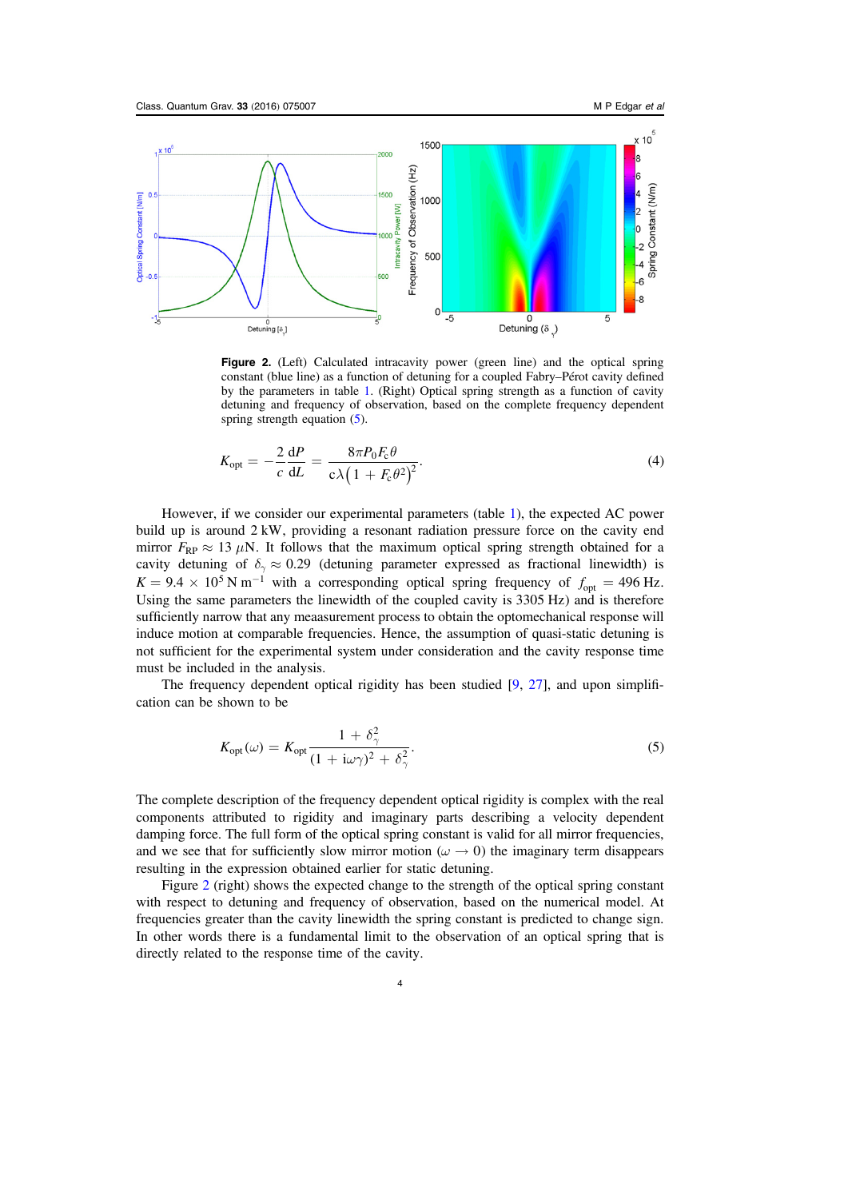**Figure 2.** (Left) Calculated intracavity power (green line) and the optical spring constant (blue line) as a function of detuning for a coupled Fabry–Pérot cavity defined by the parameters in table 1. (Right) Optical spring strength as a function of cavity detuning and frequency of observation, based on the complete frequency dependent spring strength equation (5).

$$K_{\mathrm{opt}} = -\frac{2}{c}\frac{\mathrm{d}P}{\mathrm{d}L} = \frac{8\pi P_0 F_c \theta}{c\lambda\left(1 + F_c\theta^2\right)^2}. \tag{4}$$

However, if we consider our experimental parameters (table 1), the expected AC power build up is around 2 kW, providing a resonant radiation pressure force on the cavity end mirror $F_{\mathrm{RP}} \approx 13\ \mu\mathrm{N}$. It follows that the maximum optical spring strength obtained for a cavity detuning of $\delta_\gamma \approx 0.29$ (detuning parameter expressed as fractional linewidth) is $K = 9.4 \times 10^5\ \mathrm{N\ m^{-1}}$ with a corresponding optical spring frequency of $f_{\mathrm{opt}} = 496$ Hz. Using the same parameters the linewidth of the coupled cavity is 3305 Hz) and is therefore sufficiently narrow that any meaasurement process to obtain the optomechanical response will induce motion at comparable frequencies. Hence, the assumption of quasi-static detuning is not sufficient for the experimental system under consideration and the cavity response time must be included in the analysis.

The frequency dependent optical rigidity has been studied [9, 27], and upon simplification can be shown to be

$$K_{\mathrm{opt}}(\omega) = K_{\mathrm{opt}} \frac{1 + \delta_\gamma^2}{(1 + \mathrm{i}\omega\gamma)^2 + \delta_\gamma^2}. \tag{5}$$

The complete description of the frequency dependent optical rigidity is complex with the real components attributed to rigidity and imaginary parts describing a velocity dependent damping force. The full form of the optical spring constant is valid for all mirror frequencies, and we see that for sufficiently slow mirror motion ($\omega \rightarrow 0$) the imaginary term disappears resulting in the expression obtained earlier for static detuning.

Figure 2 (right) shows the expected change to the strength of the optical spring constant with respect to detuning and frequency of observation, based on the numerical model. At frequencies greater than the cavity linewidth the spring constant is predicted to change sign. In other words there is a fundamental limit to the observation of an optical spring that is directly related to the response time of the cavity.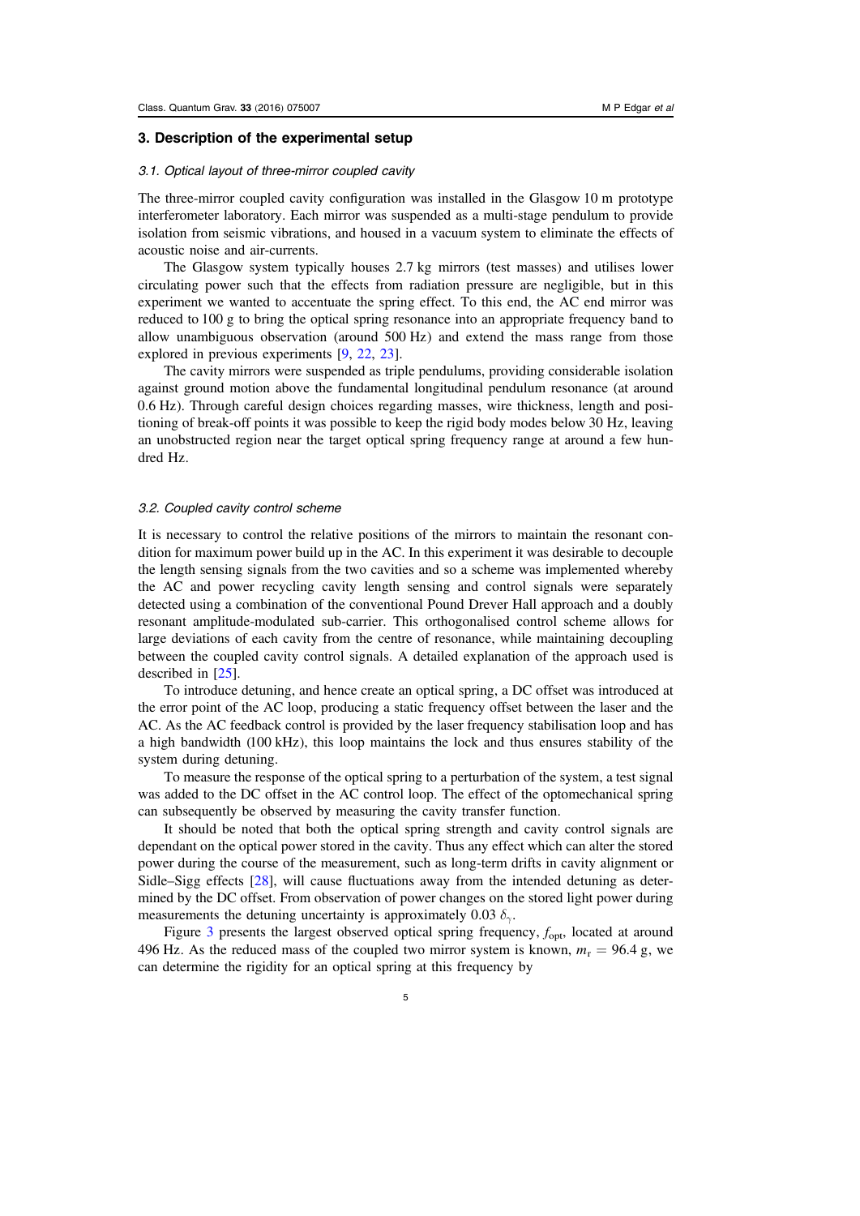## 3. Description of the experimental setup

### 3.1. Optical layout of three-mirror coupled cavity

The three-mirror coupled cavity configuration was installed in the Glasgow 10 m prototype interferometer laboratory. Each mirror was suspended as a multi-stage pendulum to provide isolation from seismic vibrations, and housed in a vacuum system to eliminate the effects of acoustic noise and air-currents.

The Glasgow system typically houses 2.7 kg mirrors (test masses) and utilises lower circulating power such that the effects from radiation pressure are negligible, but in this experiment we wanted to accentuate the spring effect. To this end, the AC end mirror was reduced to 100 g to bring the optical spring resonance into an appropriate frequency band to allow unambiguous observation (around 500 Hz) and extend the mass range from those explored in previous experiments [9, 22, 23].

The cavity mirrors were suspended as triple pendulums, providing considerable isolation against ground motion above the fundamental longitudinal pendulum resonance (at around 0.6 Hz). Through careful design choices regarding masses, wire thickness, length and positioning of break-off points it was possible to keep the rigid body modes below 30 Hz, leaving an unobstructed region near the target optical spring frequency range at around a few hundred Hz.

### 3.2. Coupled cavity control scheme

It is necessary to control the relative positions of the mirrors to maintain the resonant condition for maximum power build up in the AC. In this experiment it was desirable to decouple the length sensing signals from the two cavities and so a scheme was implemented whereby the AC and power recycling cavity length sensing and control signals were separately detected using a combination of the conventional Pound Drever Hall approach and a doubly resonant amplitude-modulated sub-carrier. This orthogonalised control scheme allows for large deviations of each cavity from the centre of resonance, while maintaining decoupling between the coupled cavity control signals. A detailed explanation of the approach used is described in [25].

To introduce detuning, and hence create an optical spring, a DC offset was introduced at the error point of the AC loop, producing a static frequency offset between the laser and the AC. As the AC feedback control is provided by the laser frequency stabilisation loop and has a high bandwidth (100 kHz), this loop maintains the lock and thus ensures stability of the system during detuning.

To measure the response of the optical spring to a perturbation of the system, a test signal was added to the DC offset in the AC control loop. The effect of the optomechanical spring can subsequently be observed by measuring the cavity transfer function.

It should be noted that both the optical spring strength and cavity control signals are dependant on the optical power stored in the cavity. Thus any effect which can alter the stored power during the course of the measurement, such as long-term drifts in cavity alignment or Sidle–Sigg effects [28], will cause fluctuations away from the intended detuning as determined by the DC offset. From observation of power changes on the stored light power during measurements the detuning uncertainty is approximately 0.03 $\delta_\gamma$.

Figure 3 presents the largest observed optical spring frequency, $f_{\mathrm{opt}}$, located at around 496 Hz. As the reduced mass of the coupled two mirror system is known, $m_{\mathrm{r}} = 96.4$ g, we can determine the rigidity for an optical spring at this frequency by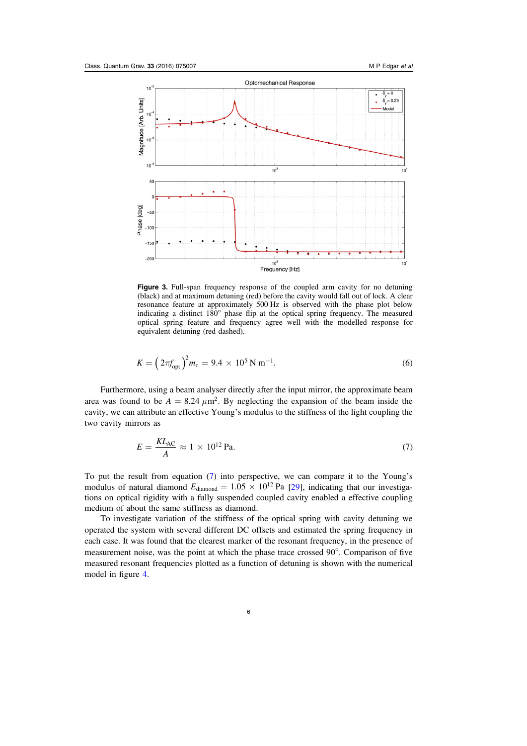**Figure 3.** Full-span frequency response of the coupled arm cavity for no detuning (black) and at maximum detuning (red) before the cavity would fall out of lock. A clear resonance feature at approximately 500 Hz is observed with the phase plot below indicating a distinct 180° phase flip at the optical spring frequency. The measured optical spring feature and frequency agree well with the modelled response for equivalent detuning (red dashed).

$$K = \left(2\pi f_{\text{opt}}\right)^2 m_{\text{r}} = 9.4 \times 10^5 \,\text{N m}^{-1}. \tag{6}$$

Furthermore, using a beam analyser directly after the input mirror, the approximate beam area was found to be $A = 8.24 \,\mu\text{m}^2$. By neglecting the expansion of the beam inside the cavity, we can attribute an effective Young's modulus to the stiffness of the light coupling the two cavity mirrors as

$$E = \frac{KL_{\text{AC}}}{A} \approx 1 \times 10^{12} \,\text{Pa}. \tag{7}$$

To put the result from equation (7) into perspective, we can compare it to the Young's modulus of natural diamond $E_{\text{diamond}} = 1.05 \times 10^{12}$ Pa [29], indicating that our investigations on optical rigidity with a fully suspended coupled cavity enabled a effective coupling medium of about the same stiffness as diamond.

To investigate variation of the stiffness of the optical spring with cavity detuning we operated the system with several different DC offsets and estimated the spring frequency in each case. It was found that the clearest marker of the resonant frequency, in the presence of measurement noise, was the point at which the phase trace crossed 90°. Comparison of five measured resonant frequencies plotted as a function of detuning is shown with the numerical model in figure 4.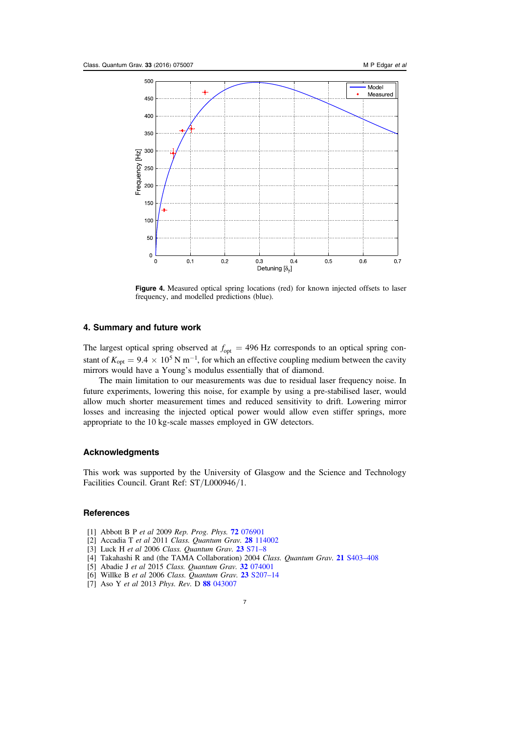**Figure 4.** Measured optical spring locations (red) for known injected offsets to laser frequency, and modelled predictions (blue).

## 4. Summary and future work

The largest optical spring observed at $f_{\rm opt} = 496$ Hz corresponds to an optical spring constant of $K_{\rm opt} = 9.4 \times 10^5$ N m$^{-1}$, for which an effective coupling medium between the cavity mirrors would have a Young's modulus essentially that of diamond.

The main limitation to our measurements was due to residual laser frequency noise. In future experiments, lowering this noise, for example by using a pre-stabilised laser, would allow much shorter measurement times and reduced sensitivity to drift. Lowering mirror losses and increasing the injected optical power would allow even stiffer springs, more appropriate to the 10 kg-scale masses employed in GW detectors.

## Acknowledgments

This work was supported by the University of Glasgow and the Science and Technology Facilities Council. Grant Ref: ST/L000946/1.

## References

[1] Abbott B P *et al* 2009 *Rep. Prog. Phys.* **72** 076901
[2] Accadia T *et al* 2011 *Class. Quantum Grav.* **28** 114002
[3] Luck H *et al* 2006 *Class. Quantum Grav.* **23** S71–8
[4] Takahashi R and (the TAMA Collaboration) 2004 *Class. Quantum Grav.* **21** S403–408
[5] Abadie J *et al* 2015 *Class. Quantum Grav.* **32** 074001
[6] Willke B *et al* 2006 *Class. Quantum Grav.* **23** S207–14
[7] Aso Y *et al* 2013 *Phys. Rev.* D **88** 043007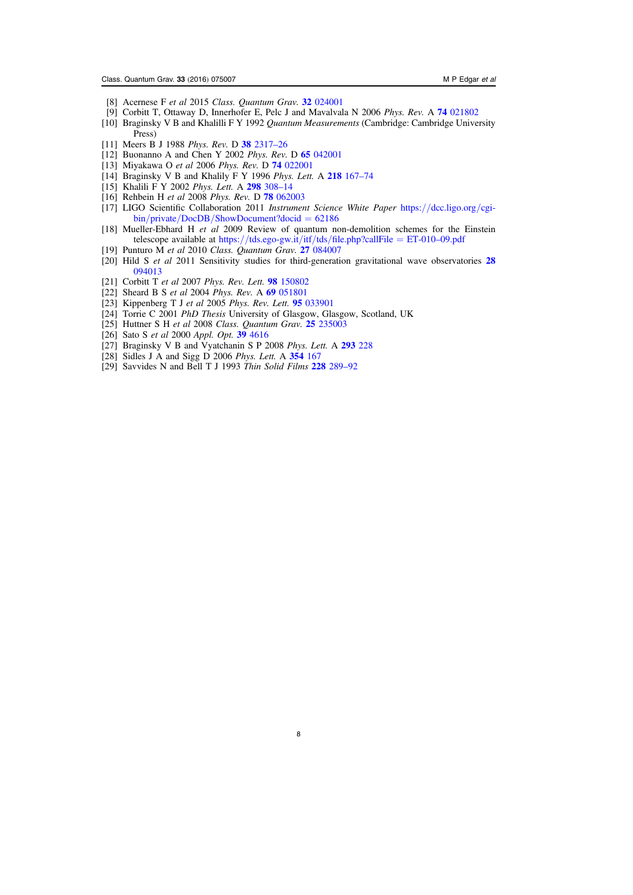[8] Acernese F *et al* 2015 *Class. Quantum Grav.* **32** 024001

[9] Corbitt T, Ottaway D, Innerhofer E, Pelc J and Mavalvala N 2006 *Phys. Rev.* A **74** 021802

[10] Braginsky V B and Khalilli F Y 1992 *Quantum Measurements* (Cambridge: Cambridge University Press)

[11] Meers B J 1988 *Phys. Rev.* D **38** 2317–26

[12] Buonanno A and Chen Y 2002 *Phys. Rev.* D **65** 042001

[13] Miyakawa O *et al* 2006 *Phys. Rev.* D **74** 022001

[14] Braginsky V B and Khalily F Y 1996 *Phys. Lett.* A **218** 167–74

[15] Khalili F Y 2002 *Phys. Lett.* A **298** 308–14

[16] Rehbein H *et al* 2008 *Phys. Rev.* D **78** 062003

[17] LIGO Scientific Collaboration 2011 *Instrument Science White Paper* https://dcc.ligo.org/cgi-bin/private/DocDB/ShowDocument?docid = 62186

[18] Mueller-Ebhard H *et al* 2009 Review of quantum non-demolition schemes for the Einstein telescope available at https://tds.ego-gw.it/itf/tds/file.php?callFile = ET-010–09.pdf

[19] Punturo M *et al* 2010 *Class. Quantum Grav.* **27** 084007

[20] Hild S *et al* 2011 Sensitivity studies for third-generation gravitational wave observatories **28** 094013

[21] Corbitt T *et al* 2007 *Phys. Rev. Lett.* **98** 150802

[22] Sheard B S *et al* 2004 *Phys. Rev.* A **69** 051801

[23] Kippenberg T J *et al* 2005 *Phys. Rev. Lett.* **95** 033901

[24] Torrie C 2001 *PhD Thesis* University of Glasgow, Glasgow, Scotland, UK

[25] Huttner S H *et al* 2008 *Class. Quantum Grav.* **25** 235003

[26] Sato S *et al* 2000 *Appl. Opt.* **39** 4616

[27] Braginsky V B and Vyatchanin S P 2008 *Phys. Lett.* A **293** 228

[28] Sidles J A and Sigg D 2006 *Phys. Lett.* A **354** 167

[29] Savvides N and Bell T J 1993 *Thin Solid Films* **228** 289–92